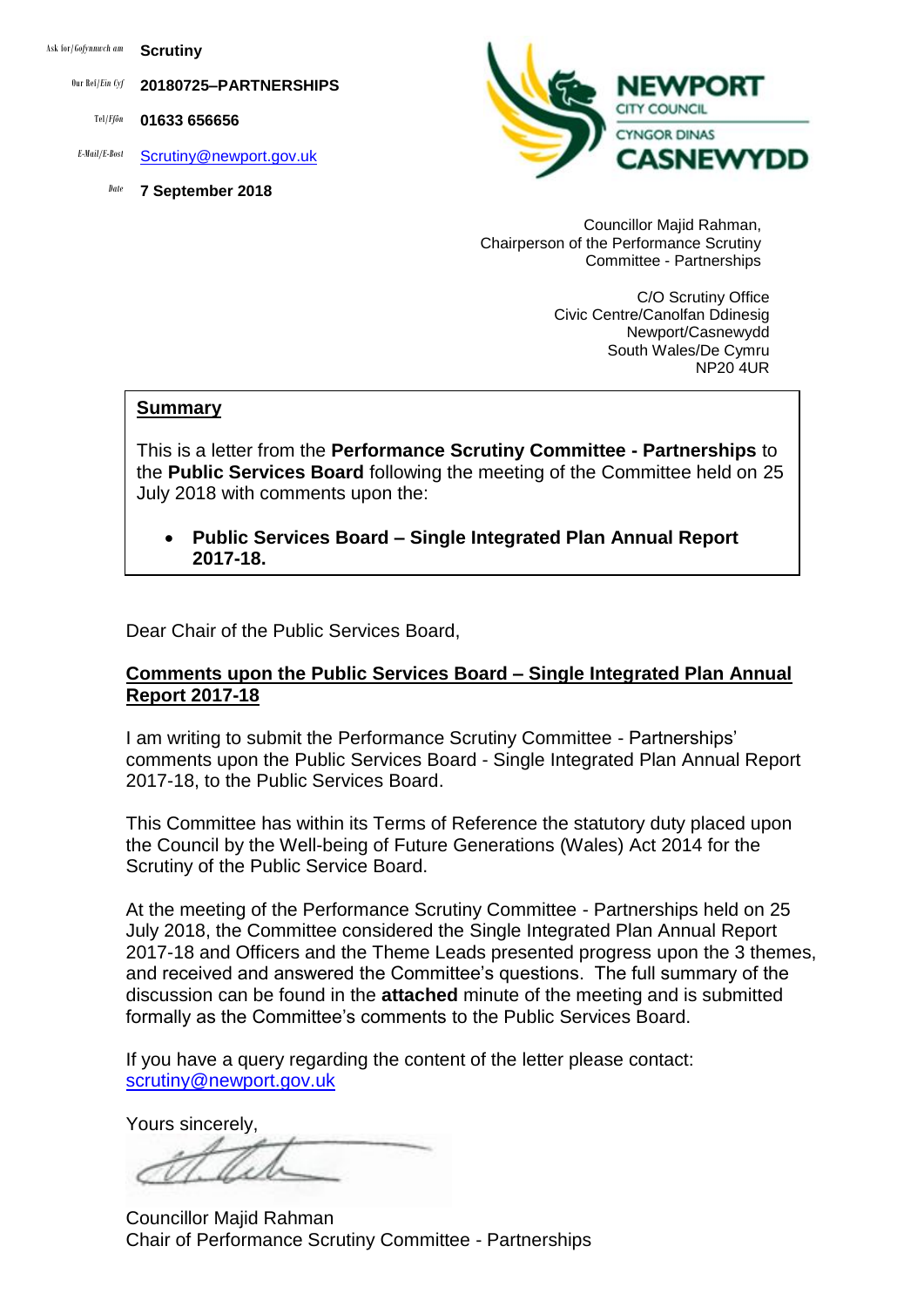Ask for/Gofynnwch am **Scrutiny**

Our Ref/Ein Cyf **20180725–PARTNERSHIPS**

Tel/Ffôn **01633 656656**

E-Mail/E-Bost Scrutiny@newport.gov.uk

Date **7 September 2018**

NEWPORT CITY COUNCIL
CYNGOR DINAS CASNEWYDD

Councillor Majid Rahman,
Chairperson of the Performance Scrutiny Committee - Partnerships

C/O Scrutiny Office
Civic Centre/Canolfan Ddinesig
Newport/Casnewydd
South Wales/De Cymru
NP20 4UR

**Summary**

This is a letter from the **Performance Scrutiny Committee - Partnerships** to the **Public Services Board** following the meeting of the Committee held on 25 July 2018 with comments upon the:

- **Public Services Board – Single Integrated Plan Annual Report 2017-18.**

Dear Chair of the Public Services Board,

**Comments upon the Public Services Board – Single Integrated Plan Annual Report 2017-18**

I am writing to submit the Performance Scrutiny Committee - Partnerships' comments upon the Public Services Board - Single Integrated Plan Annual Report 2017-18, to the Public Services Board.

This Committee has within its Terms of Reference the statutory duty placed upon the Council by the Well-being of Future Generations (Wales) Act 2014 for the Scrutiny of the Public Service Board.

At the meeting of the Performance Scrutiny Committee - Partnerships held on 25 July 2018, the Committee considered the Single Integrated Plan Annual Report 2017-18 and Officers and the Theme Leads presented progress upon the 3 themes, and received and answered the Committee's questions. The full summary of the discussion can be found in the **attached** minute of the meeting and is submitted formally as the Committee's comments to the Public Services Board.

If you have a query regarding the content of the letter please contact: scrutiny@newport.gov.uk

Yours sincerely,

Councillor Majid Rahman
Chair of Performance Scrutiny Committee - Partnerships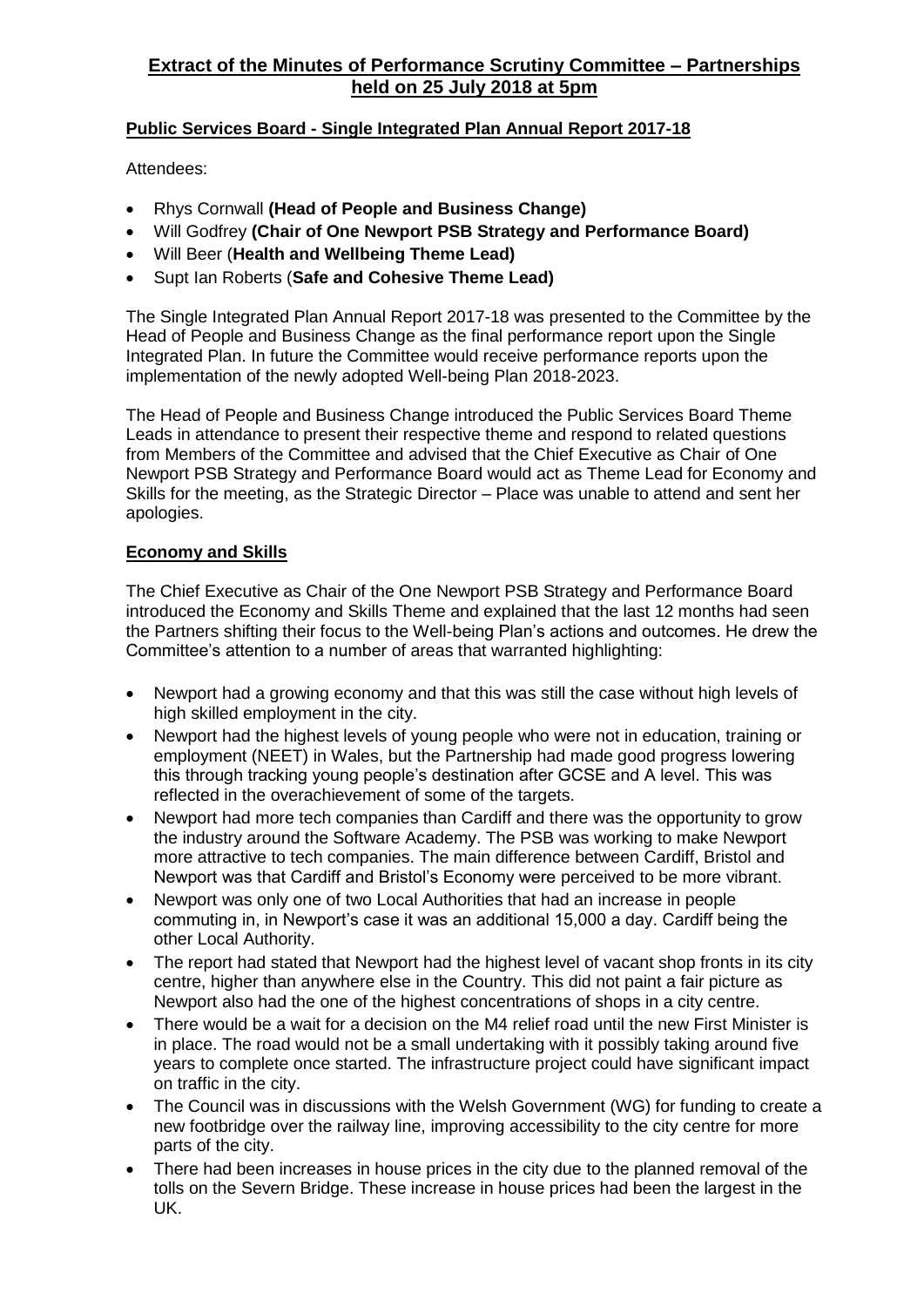## Extract of the Minutes of Performance Scrutiny Committee – Partnerships held on 25 July 2018 at 5pm

### Public Services Board - Single Integrated Plan Annual Report 2017-18

Attendees:

- Rhys Cornwall **(Head of People and Business Change)**
- Will Godfrey **(Chair of One Newport PSB Strategy and Performance Board)**
- Will Beer (**Health and Wellbeing Theme Lead)**
- Supt Ian Roberts (**Safe and Cohesive Theme Lead)**

The Single Integrated Plan Annual Report 2017-18 was presented to the Committee by the Head of People and Business Change as the final performance report upon the Single Integrated Plan. In future the Committee would receive performance reports upon the implementation of the newly adopted Well-being Plan 2018-2023.

The Head of People and Business Change introduced the Public Services Board Theme Leads in attendance to present their respective theme and respond to related questions from Members of the Committee and advised that the Chief Executive as Chair of One Newport PSB Strategy and Performance Board would act as Theme Lead for Economy and Skills for the meeting, as the Strategic Director – Place was unable to attend and sent her apologies.

### Economy and Skills

The Chief Executive as Chair of the One Newport PSB Strategy and Performance Board introduced the Economy and Skills Theme and explained that the last 12 months had seen the Partners shifting their focus to the Well-being Plan's actions and outcomes. He drew the Committee's attention to a number of areas that warranted highlighting:

- Newport had a growing economy and that this was still the case without high levels of high skilled employment in the city.
- Newport had the highest levels of young people who were not in education, training or employment (NEET) in Wales, but the Partnership had made good progress lowering this through tracking young people's destination after GCSE and A level. This was reflected in the overachievement of some of the targets.
- Newport had more tech companies than Cardiff and there was the opportunity to grow the industry around the Software Academy. The PSB was working to make Newport more attractive to tech companies. The main difference between Cardiff, Bristol and Newport was that Cardiff and Bristol's Economy were perceived to be more vibrant.
- Newport was only one of two Local Authorities that had an increase in people commuting in, in Newport's case it was an additional 15,000 a day. Cardiff being the other Local Authority.
- The report had stated that Newport had the highest level of vacant shop fronts in its city centre, higher than anywhere else in the Country. This did not paint a fair picture as Newport also had the one of the highest concentrations of shops in a city centre.
- There would be a wait for a decision on the M4 relief road until the new First Minister is in place. The road would not be a small undertaking with it possibly taking around five years to complete once started. The infrastructure project could have significant impact on traffic in the city.
- The Council was in discussions with the Welsh Government (WG) for funding to create a new footbridge over the railway line, improving accessibility to the city centre for more parts of the city.
- There had been increases in house prices in the city due to the planned removal of the tolls on the Severn Bridge. These increase in house prices had been the largest in the UK.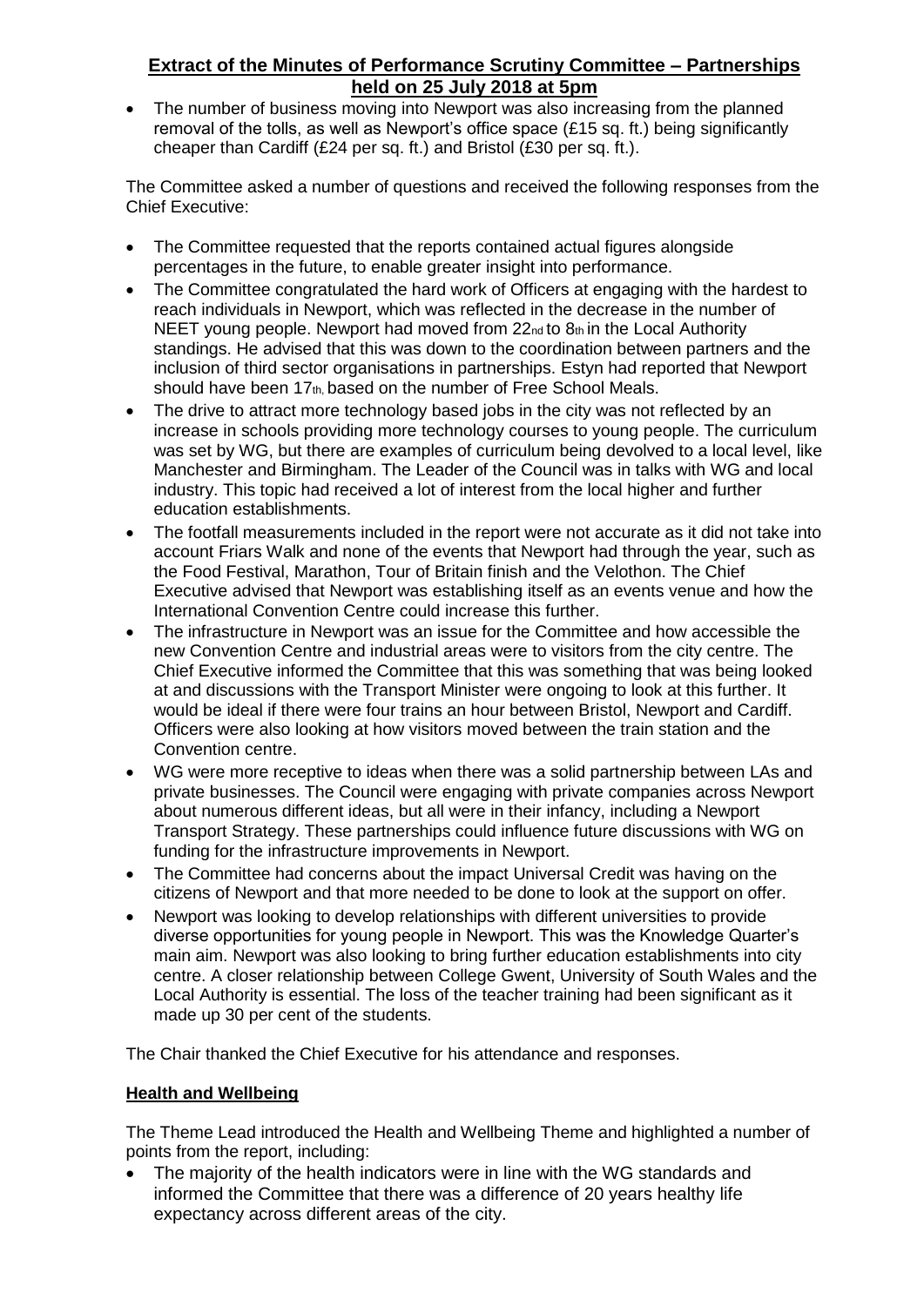**Extract of the Minutes of Performance Scrutiny Committee – Partnerships held on 25 July 2018 at 5pm**

- The number of business moving into Newport was also increasing from the planned removal of the tolls, as well as Newport's office space (£15 sq. ft.) being significantly cheaper than Cardiff (£24 per sq. ft.) and Bristol (£30 per sq. ft.).

The Committee asked a number of questions and received the following responses from the Chief Executive:

- The Committee requested that the reports contained actual figures alongside percentages in the future, to enable greater insight into performance.
- The Committee congratulated the hard work of Officers at engaging with the hardest to reach individuals in Newport, which was reflected in the decrease in the number of NEET young people. Newport had moved from 22nd to 8th in the Local Authority standings. He advised that this was down to the coordination between partners and the inclusion of third sector organisations in partnerships. Estyn had reported that Newport should have been 17th, based on the number of Free School Meals.
- The drive to attract more technology based jobs in the city was not reflected by an increase in schools providing more technology courses to young people. The curriculum was set by WG, but there are examples of curriculum being devolved to a local level, like Manchester and Birmingham. The Leader of the Council was in talks with WG and local industry. This topic had received a lot of interest from the local higher and further education establishments.
- The footfall measurements included in the report were not accurate as it did not take into account Friars Walk and none of the events that Newport had through the year, such as the Food Festival, Marathon, Tour of Britain finish and the Velothon. The Chief Executive advised that Newport was establishing itself as an events venue and how the International Convention Centre could increase this further.
- The infrastructure in Newport was an issue for the Committee and how accessible the new Convention Centre and industrial areas were to visitors from the city centre. The Chief Executive informed the Committee that this was something that was being looked at and discussions with the Transport Minister were ongoing to look at this further. It would be ideal if there were four trains an hour between Bristol, Newport and Cardiff. Officers were also looking at how visitors moved between the train station and the Convention centre.
- WG were more receptive to ideas when there was a solid partnership between LAs and private businesses. The Council were engaging with private companies across Newport about numerous different ideas, but all were in their infancy, including a Newport Transport Strategy. These partnerships could influence future discussions with WG on funding for the infrastructure improvements in Newport.
- The Committee had concerns about the impact Universal Credit was having on the citizens of Newport and that more needed to be done to look at the support on offer.
- Newport was looking to develop relationships with different universities to provide diverse opportunities for young people in Newport. This was the Knowledge Quarter's main aim. Newport was also looking to bring further education establishments into city centre. A closer relationship between College Gwent, University of South Wales and the Local Authority is essential. The loss of the teacher training had been significant as it made up 30 per cent of the students.

The Chair thanked the Chief Executive for his attendance and responses.

**Health and Wellbeing**

The Theme Lead introduced the Health and Wellbeing Theme and highlighted a number of points from the report, including:

- The majority of the health indicators were in line with the WG standards and informed the Committee that there was a difference of 20 years healthy life expectancy across different areas of the city.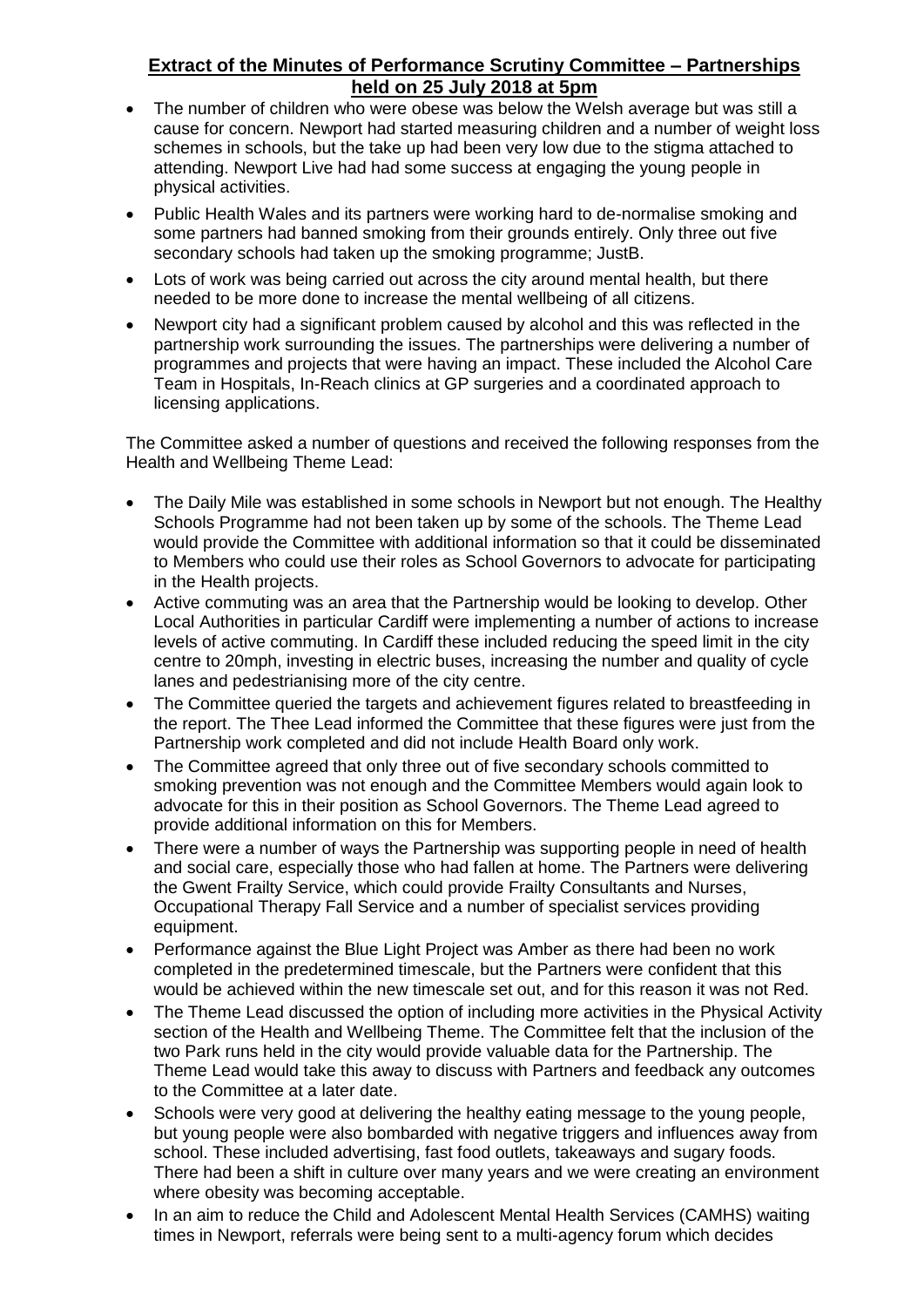## Extract of the Minutes of Performance Scrutiny Committee – Partnerships held on 25 July 2018 at 5pm

- The number of children who were obese was below the Welsh average but was still a cause for concern. Newport had started measuring children and a number of weight loss schemes in schools, but the take up had been very low due to the stigma attached to attending. Newport Live had had some success at engaging the young people in physical activities.
- Public Health Wales and its partners were working hard to de-normalise smoking and some partners had banned smoking from their grounds entirely. Only three out five secondary schools had taken up the smoking programme; JustB.
- Lots of work was being carried out across the city around mental health, but there needed to be more done to increase the mental wellbeing of all citizens.
- Newport city had a significant problem caused by alcohol and this was reflected in the partnership work surrounding the issues. The partnerships were delivering a number of programmes and projects that were having an impact. These included the Alcohol Care Team in Hospitals, In-Reach clinics at GP surgeries and a coordinated approach to licensing applications.

The Committee asked a number of questions and received the following responses from the Health and Wellbeing Theme Lead:

- The Daily Mile was established in some schools in Newport but not enough. The Healthy Schools Programme had not been taken up by some of the schools. The Theme Lead would provide the Committee with additional information so that it could be disseminated to Members who could use their roles as School Governors to advocate for participating in the Health projects.
- Active commuting was an area that the Partnership would be looking to develop. Other Local Authorities in particular Cardiff were implementing a number of actions to increase levels of active commuting. In Cardiff these included reducing the speed limit in the city centre to 20mph, investing in electric buses, increasing the number and quality of cycle lanes and pedestrianising more of the city centre.
- The Committee queried the targets and achievement figures related to breastfeeding in the report. The Thee Lead informed the Committee that these figures were just from the Partnership work completed and did not include Health Board only work.
- The Committee agreed that only three out of five secondary schools committed to smoking prevention was not enough and the Committee Members would again look to advocate for this in their position as School Governors. The Theme Lead agreed to provide additional information on this for Members.
- There were a number of ways the Partnership was supporting people in need of health and social care, especially those who had fallen at home. The Partners were delivering the Gwent Frailty Service, which could provide Frailty Consultants and Nurses, Occupational Therapy Fall Service and a number of specialist services providing equipment.
- Performance against the Blue Light Project was Amber as there had been no work completed in the predetermined timescale, but the Partners were confident that this would be achieved within the new timescale set out, and for this reason it was not Red.
- The Theme Lead discussed the option of including more activities in the Physical Activity section of the Health and Wellbeing Theme. The Committee felt that the inclusion of the two Park runs held in the city would provide valuable data for the Partnership. The Theme Lead would take this away to discuss with Partners and feedback any outcomes to the Committee at a later date.
- Schools were very good at delivering the healthy eating message to the young people, but young people were also bombarded with negative triggers and influences away from school. These included advertising, fast food outlets, takeaways and sugary foods. There had been a shift in culture over many years and we were creating an environment where obesity was becoming acceptable.
- In an aim to reduce the Child and Adolescent Mental Health Services (CAMHS) waiting times in Newport, referrals were being sent to a multi-agency forum which decides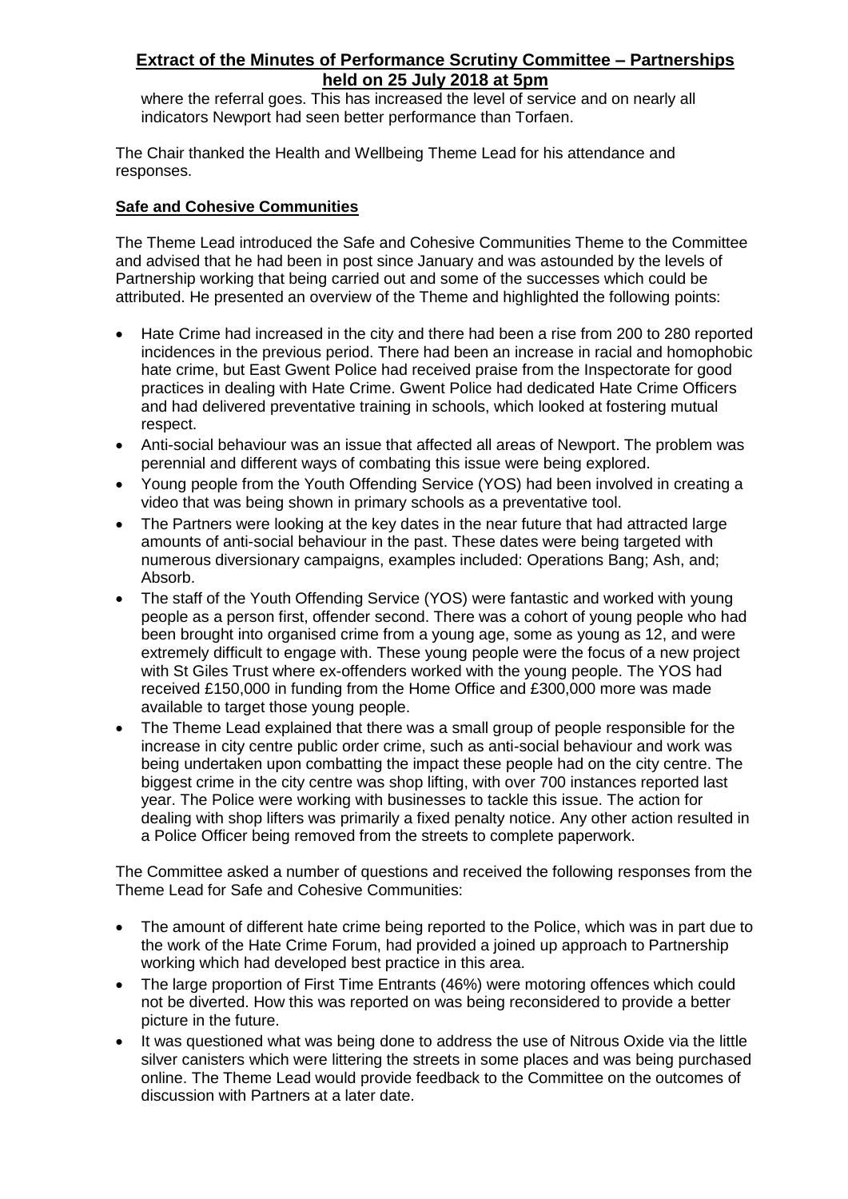where the referral goes. This has increased the level of service and on nearly all indicators Newport had seen better performance than Torfaen.

The Chair thanked the Health and Wellbeing Theme Lead for his attendance and responses.

**Safe and Cohesive Communities**

The Theme Lead introduced the Safe and Cohesive Communities Theme to the Committee and advised that he had been in post since January and was astounded by the levels of Partnership working that being carried out and some of the successes which could be attributed. He presented an overview of the Theme and highlighted the following points:

- Hate Crime had increased in the city and there had been a rise from 200 to 280 reported incidences in the previous period. There had been an increase in racial and homophobic hate crime, but East Gwent Police had received praise from the Inspectorate for good practices in dealing with Hate Crime. Gwent Police had dedicated Hate Crime Officers and had delivered preventative training in schools, which looked at fostering mutual respect.
- Anti-social behaviour was an issue that affected all areas of Newport. The problem was perennial and different ways of combating this issue were being explored.
- Young people from the Youth Offending Service (YOS) had been involved in creating a video that was being shown in primary schools as a preventative tool.
- The Partners were looking at the key dates in the near future that had attracted large amounts of anti-social behaviour in the past. These dates were being targeted with numerous diversionary campaigns, examples included: Operations Bang; Ash, and; Absorb.
- The staff of the Youth Offending Service (YOS) were fantastic and worked with young people as a person first, offender second. There was a cohort of young people who had been brought into organised crime from a young age, some as young as 12, and were extremely difficult to engage with. These young people were the focus of a new project with St Giles Trust where ex-offenders worked with the young people. The YOS had received £150,000 in funding from the Home Office and £300,000 more was made available to target those young people.
- The Theme Lead explained that there was a small group of people responsible for the increase in city centre public order crime, such as anti-social behaviour and work was being undertaken upon combatting the impact these people had on the city centre. The biggest crime in the city centre was shop lifting, with over 700 instances reported last year. The Police were working with businesses to tackle this issue. The action for dealing with shop lifters was primarily a fixed penalty notice. Any other action resulted in a Police Officer being removed from the streets to complete paperwork.

The Committee asked a number of questions and received the following responses from the Theme Lead for Safe and Cohesive Communities:

- The amount of different hate crime being reported to the Police, which was in part due to the work of the Hate Crime Forum, had provided a joined up approach to Partnership working which had developed best practice in this area.
- The large proportion of First Time Entrants (46%) were motoring offences which could not be diverted. How this was reported on was being reconsidered to provide a better picture in the future.
- It was questioned what was being done to address the use of Nitrous Oxide via the little silver canisters which were littering the streets in some places and was being purchased online. The Theme Lead would provide feedback to the Committee on the outcomes of discussion with Partners at a later date.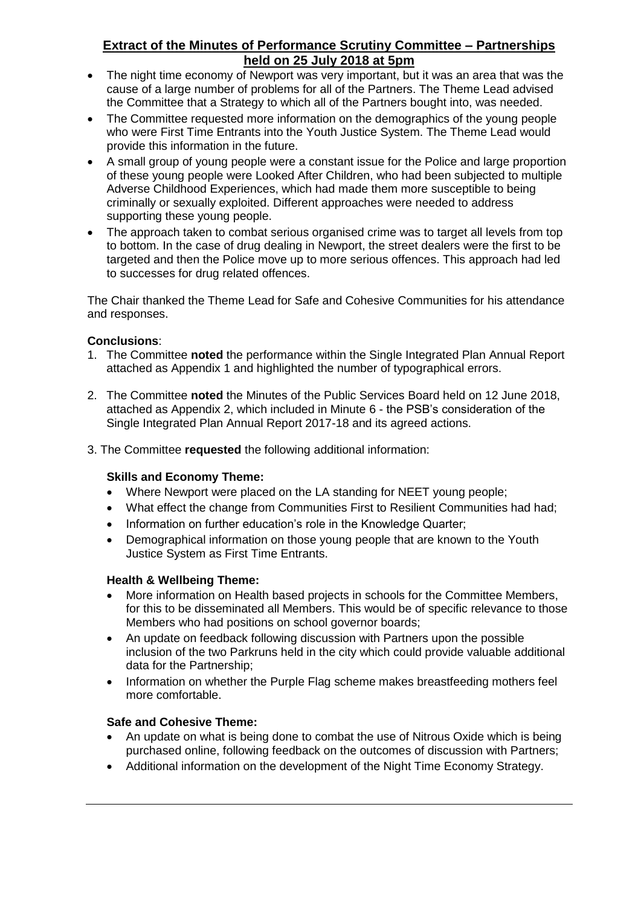**Extract of the Minutes of Performance Scrutiny Committee – Partnerships held on 25 July 2018 at 5pm**

- The night time economy of Newport was very important, but it was an area that was the cause of a large number of problems for all of the Partners. The Theme Lead advised the Committee that a Strategy to which all of the Partners bought into, was needed.
- The Committee requested more information on the demographics of the young people who were First Time Entrants into the Youth Justice System. The Theme Lead would provide this information in the future.
- A small group of young people were a constant issue for the Police and large proportion of these young people were Looked After Children, who had been subjected to multiple Adverse Childhood Experiences, which had made them more susceptible to being criminally or sexually exploited. Different approaches were needed to address supporting these young people.
- The approach taken to combat serious organised crime was to target all levels from top to bottom. In the case of drug dealing in Newport, the street dealers were the first to be targeted and then the Police move up to more serious offences. This approach had led to successes for drug related offences.

The Chair thanked the Theme Lead for Safe and Cohesive Communities for his attendance and responses.

**Conclusions**:

1. The Committee **noted** the performance within the Single Integrated Plan Annual Report attached as Appendix 1 and highlighted the number of typographical errors.

2. The Committee **noted** the Minutes of the Public Services Board held on 12 June 2018, attached as Appendix 2, which included in Minute 6 - the PSB's consideration of the Single Integrated Plan Annual Report 2017-18 and its agreed actions.

3. The Committee **requested** the following additional information:

**Skills and Economy Theme:**

- Where Newport were placed on the LA standing for NEET young people;
- What effect the change from Communities First to Resilient Communities had had;
- Information on further education's role in the Knowledge Quarter;
- Demographical information on those young people that are known to the Youth Justice System as First Time Entrants.

**Health & Wellbeing Theme:**

- More information on Health based projects in schools for the Committee Members, for this to be disseminated all Members. This would be of specific relevance to those Members who had positions on school governor boards;
- An update on feedback following discussion with Partners upon the possible inclusion of the two Parkruns held in the city which could provide valuable additional data for the Partnership;
- Information on whether the Purple Flag scheme makes breastfeeding mothers feel more comfortable.

**Safe and Cohesive Theme:**

- An update on what is being done to combat the use of Nitrous Oxide which is being purchased online, following feedback on the outcomes of discussion with Partners;
- Additional information on the development of the Night Time Economy Strategy.